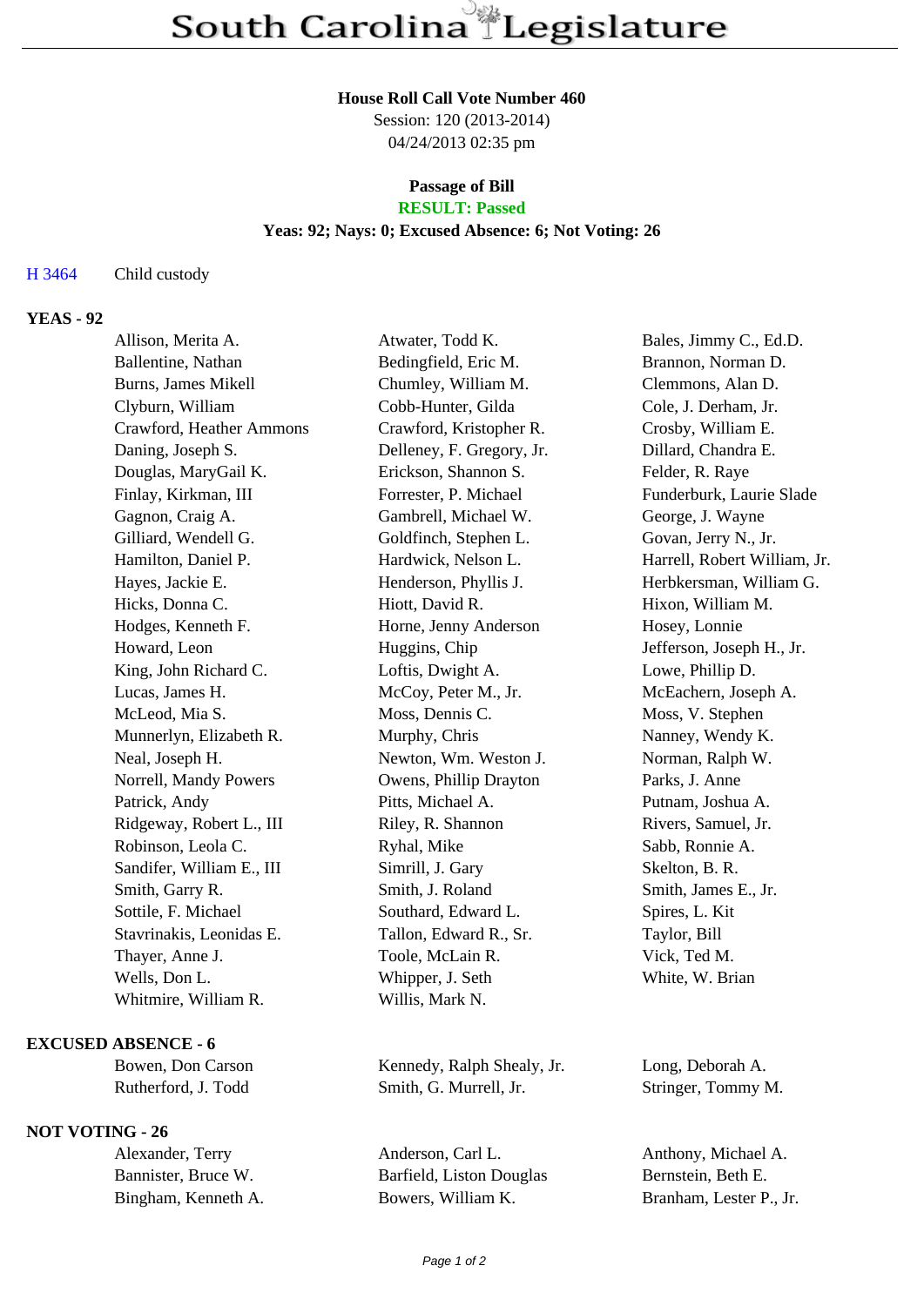# South Carolina Legislature

**House Roll Call Vote Number 460**
Session: 120 (2013-2014)
04/24/2013 02:35 pm

**Passage of Bill**
**RESULT: Passed**
**Yeas: 92; Nays: 0; Excused Absence: 6; Not Voting: 26**

H 3464 Child custody

**YEAS - 92**

| | | |
|---|---|---|
| Allison, Merita A. | Atwater, Todd K. | Bales, Jimmy C., Ed.D. |
| Ballentine, Nathan | Bedingfield, Eric M. | Brannon, Norman D. |
| Burns, James Mikell | Chumley, William M. | Clemmons, Alan D. |
| Clyburn, William | Cobb-Hunter, Gilda | Cole, J. Derham, Jr. |
| Crawford, Heather Ammons | Crawford, Kristopher R. | Crosby, William E. |
| Daning, Joseph S. | Delleney, F. Gregory, Jr. | Dillard, Chandra E. |
| Douglas, MaryGail K. | Erickson, Shannon S. | Felder, R. Raye |
| Finlay, Kirkman, III | Forrester, P. Michael | Funderburk, Laurie Slade |
| Gagnon, Craig A. | Gambrell, Michael W. | George, J. Wayne |
| Gilliard, Wendell G. | Goldfinch, Stephen L. | Govan, Jerry N., Jr. |
| Hamilton, Daniel P. | Hardwick, Nelson L. | Harrell, Robert William, Jr. |
| Hayes, Jackie E. | Henderson, Phyllis J. | Herbkersman, William G. |
| Hicks, Donna C. | Hiott, David R. | Hixon, William M. |
| Hodges, Kenneth F. | Horne, Jenny Anderson | Hosey, Lonnie |
| Howard, Leon | Huggins, Chip | Jefferson, Joseph H., Jr. |
| King, John Richard C. | Loftis, Dwight A. | Lowe, Phillip D. |
| Lucas, James H. | McCoy, Peter M., Jr. | McEachern, Joseph A. |
| McLeod, Mia S. | Moss, Dennis C. | Moss, V. Stephen |
| Munnerlyn, Elizabeth R. | Murphy, Chris | Nanney, Wendy K. |
| Neal, Joseph H. | Newton, Wm. Weston J. | Norman, Ralph W. |
| Norrell, Mandy Powers | Owens, Phillip Drayton | Parks, J. Anne |
| Patrick, Andy | Pitts, Michael A. | Putnam, Joshua A. |
| Ridgeway, Robert L., III | Riley, R. Shannon | Rivers, Samuel, Jr. |
| Robinson, Leola C. | Ryhal, Mike | Sabb, Ronnie A. |
| Sandifer, William E., III | Simrill, J. Gary | Skelton, B. R. |
| Smith, Garry R. | Smith, J. Roland | Smith, James E., Jr. |
| Sottile, F. Michael | Southard, Edward L. | Spires, L. Kit |
| Stavrinakis, Leonidas E. | Tallon, Edward R., Sr. | Taylor, Bill |
| Thayer, Anne J. | Toole, McLain R. | Vick, Ted M. |
| Wells, Don L. | Whipper, J. Seth | White, W. Brian |
| Whitmire, William R. | Willis, Mark N. | |

**EXCUSED ABSENCE - 6**

| | | |
|---|---|---|
| Bowen, Don Carson | Kennedy, Ralph Shealy, Jr. | Long, Deborah A. |
| Rutherford, J. Todd | Smith, G. Murrell, Jr. | Stringer, Tommy M. |

**NOT VOTING - 26**

| | | |
|---|---|---|
| Alexander, Terry | Anderson, Carl L. | Anthony, Michael A. |
| Bannister, Bruce W. | Barfield, Liston Douglas | Bernstein, Beth E. |
| Bingham, Kenneth A. | Bowers, William K. | Branham, Lester P., Jr. |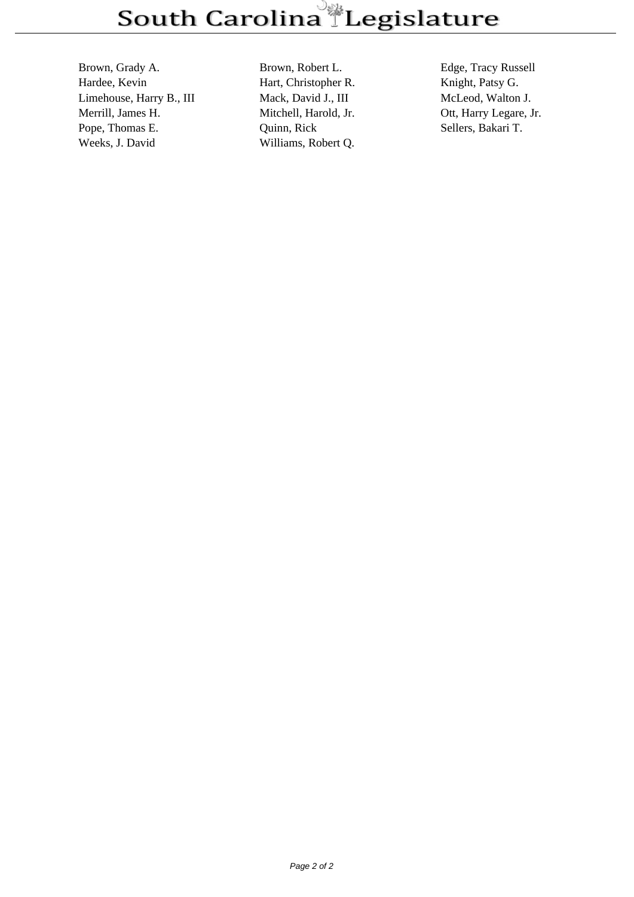Brown, Grady A.
Brown, Robert L.
Edge, Tracy Russell
Hardee, Kevin
Hart, Christopher R.
Knight, Patsy G.
Limehouse, Harry B., III
Mack, David J., III
McLeod, Walton J.
Merrill, James H.
Mitchell, Harold, Jr.
Ott, Harry Legare, Jr.
Pope, Thomas E.
Quinn, Rick
Sellers, Bakari T.
Weeks, J. David
Williams, Robert Q.